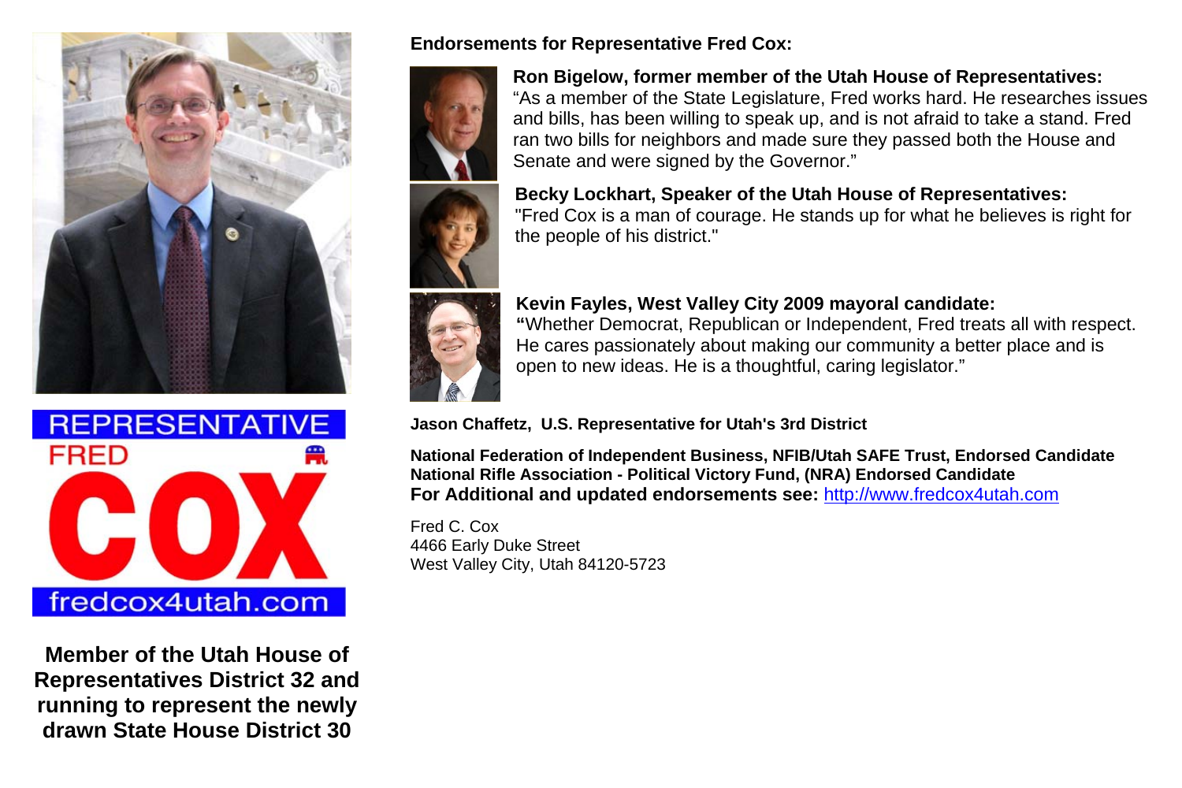REPRESENTATIVE

FRED

COX

fredcox4utah.com

**Member of the Utah House of Representatives District 32 and running to represent the newly drawn State House District 30**

**Endorsements for Representative Fred Cox:**

**Ron Bigelow, former member of the Utah House of Representatives:**
"As a member of the State Legislature, Fred works hard. He researches issues and bills, has been willing to speak up, and is not afraid to take a stand. Fred ran two bills for neighbors and made sure they passed both the House and Senate and were signed by the Governor."

**Becky Lockhart, Speaker of the Utah House of Representatives:**
"Fred Cox is a man of courage. He stands up for what he believes is right for the people of his district."

**Kevin Fayles, West Valley City 2009 mayoral candidate:**
**"**Whether Democrat, Republican or Independent, Fred treats all with respect. He cares passionately about making our community a better place and is open to new ideas. He is a thoughtful, caring legislator."

**Jason Chaffetz, U.S. Representative for Utah's 3rd District**

**National Federation of Independent Business, NFIB/Utah SAFE Trust, Endorsed Candidate**
**National Rifle Association - Political Victory Fund, (NRA) Endorsed Candidate**
**For Additional and updated endorsements see:** http://www.fredcox4utah.com

Fred C. Cox
4466 Early Duke Street
West Valley City, Utah 84120-5723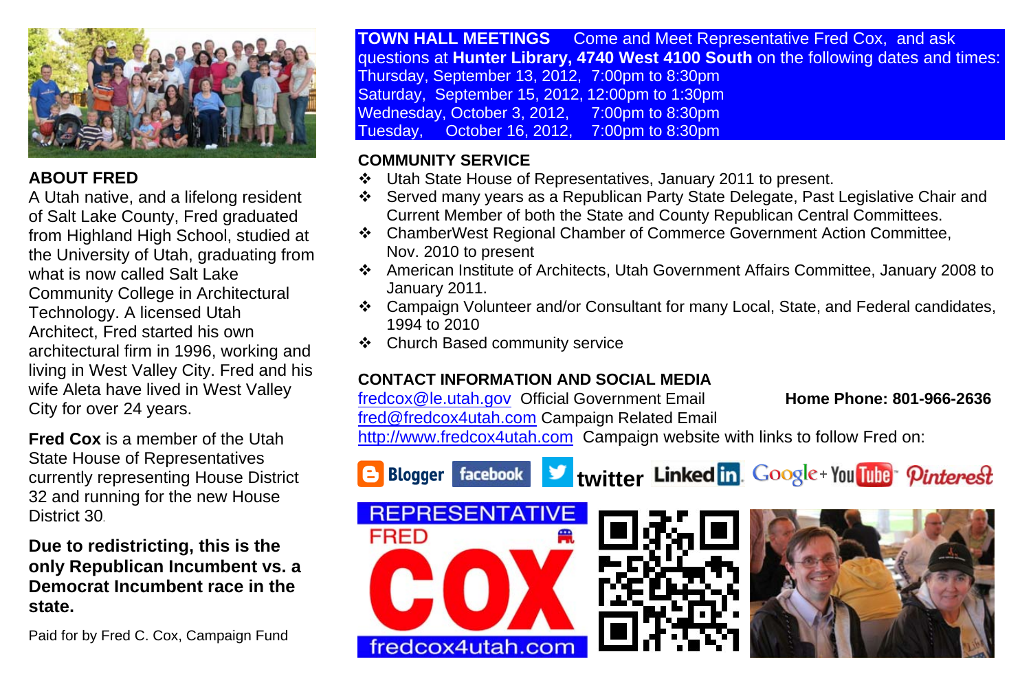## ABOUT FRED

A Utah native, and a lifelong resident of Salt Lake County, Fred graduated from Highland High School, studied at the University of Utah, graduating from what is now called Salt Lake Community College in Architectural Technology. A licensed Utah Architect, Fred started his own architectural firm in 1996, working and living in West Valley City. Fred and his wife Aleta have lived in West Valley City for over 24 years.

**Fred Cox** is a member of the Utah State House of Representatives currently representing House District 32 and running for the new House District 30.

**Due to redistricting, this is the only Republican Incumbent vs. a Democrat Incumbent race in the state.**

Paid for by Fred C. Cox, Campaign Fund

**TOWN HALL MEETINGS** Come and Meet Representative Fred Cox, and ask questions at **Hunter Library, 4740 West 4100 South** on the following dates and times:

Thursday, September 13, 2012, 7:00pm to 8:30pm
Saturday, September 15, 2012, 12:00pm to 1:30pm
Wednesday, October 3, 2012, 7:00pm to 8:30pm
Tuesday, October 16, 2012, 7:00pm to 8:30pm

## COMMUNITY SERVICE

- Utah State House of Representatives, January 2011 to present.
- Served many years as a Republican Party State Delegate, Past Legislative Chair and Current Member of both the State and County Republican Central Committees.
- ChamberWest Regional Chamber of Commerce Government Action Committee, Nov. 2010 to present
- American Institute of Architects, Utah Government Affairs Committee, January 2008 to January 2011.
- Campaign Volunteer and/or Consultant for many Local, State, and Federal candidates, 1994 to 2010
- Church Based community service

## CONTACT INFORMATION AND SOCIAL MEDIA

fredcox@le.utah.gov Official Government Email **Home Phone: 801-966-2636**
fred@fredcox4utah.com Campaign Related Email
http://www.fredcox4utah.com Campaign website with links to follow Fred on:

Blogger facebook twitter LinkedIn Google+ YouTube Pinterest

REPRESENTATIVE FRED COX
fredcox4utah.com